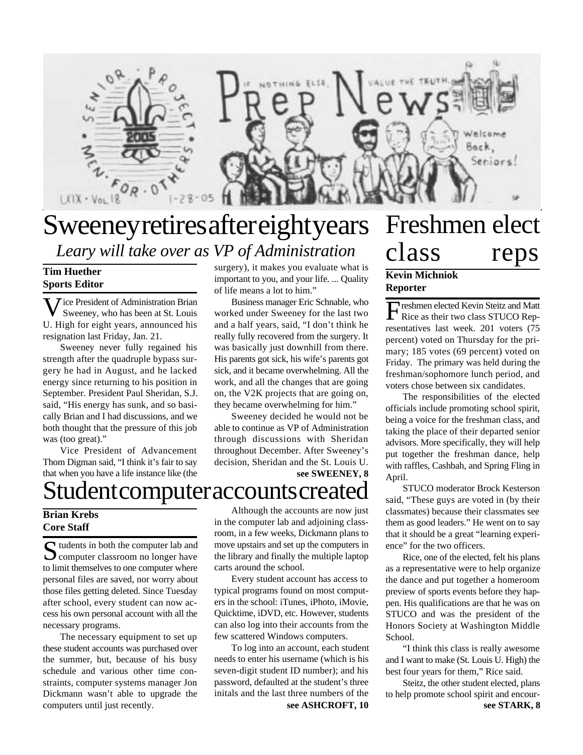# Sweeney retires after eight years

*Leary will take over as VP of Administration*

**Tim Huether**
**Sports Editor**

Vice President of Administration Brian Sweeney, who has been at St. Louis U. High for eight years, announced his resignation last Friday, Jan. 21.

Sweeney never fully regained his strength after the quadruple bypass surgery he had in August, and he lacked energy since returning to his position in September. President Paul Sheridan, S.J. said, "His energy has sunk, and so basically Brian and I had discussions, and we both thought that the pressure of this job was (too great)."

Vice President of Advancement Thom Digman said, "I think it's fair to say that when you have a life instance like (the surgery), it makes you evaluate what is important to you, and your life. ... Quality of life means a lot to him."

Business manager Eric Schnable, who worked under Sweeney for the last two and a half years, said, "I don't think he really fully recovered from the surgery. It was basically just downhill from there. His parents got sick, his wife's parents got sick, and it became overwhelming. All the work, and all the changes that are going on, the V2K projects that are going on, they became overwhelming for him."

Sweeney decided he would not be able to continue as VP of Administration through discussions with Sheridan throughout December. After Sweeney's decision, Sheridan and the St. Louis U.

**see SWEENEY, 8**

# Student computer accounts created

**Brian Krebs**
**Core Staff**

Students in both the computer lab and computer classroom no longer have to limit themselves to one computer where personal files are saved, nor worry about those files getting deleted. Since Tuesday after school, every student can now access his own personal account with all the necessary programs.

The necessary equipment to set up these student accounts was purchased over the summer, but, because of his busy schedule and various other time constraints, computer systems manager Jon Dickmann wasn't able to upgrade the computers until just recently.

Although the accounts are now just in the computer lab and adjoining classroom, in a few weeks, Dickmann plans to move upstairs and set up the computers in the library and finally the multiple laptop carts around the school.

Every student account has access to typical programs found on most computers in the school: iTunes, iPhoto, iMovie, Quicktime, iDVD, etc. However, students can also log into their accounts from the few scattered Windows computers.

To log into an account, each student needs to enter his username (which is his seven-digit student ID number); and his password, defaulted at the student's three initals and the last three numbers of the

**see ASHCROFT, 10**

# Freshmen elect class reps

**Kevin Michniok**
**Reporter**

Freshmen elected Kevin Steitz and Matt Rice as their two class STUCO Representatives last week. 201 voters (75 percent) voted on Thursday for the primary; 185 votes (69 percent) voted on Friday. The primary was held during the freshman/sophomore lunch period, and voters chose between six candidates.

The responsibilities of the elected officials include promoting school spirit, being a voice for the freshman class, and taking the place of their departed senior advisors. More specifically, they will help put together the freshman dance, help with raffles, Cashbah, and Spring Fling in April.

STUCO moderator Brock Kesterson said, "These guys are voted in (by their classmates) because their classmates see them as good leaders." He went on to say that it should be a great "learning experience" for the two officers.

Rice, one of the elected, felt his plans as a representative were to help organize the dance and put together a homeroom preview of sports events before they happen. His qualifications are that he was on STUCO and was the president of the Honors Society at Washington Middle School.

"I think this class is really awesome and I want to make (St. Louis U. High) the best four years for them," Rice said.

Steitz, the other student elected, plans to help promote school spirit and encour-

**see STARK, 8**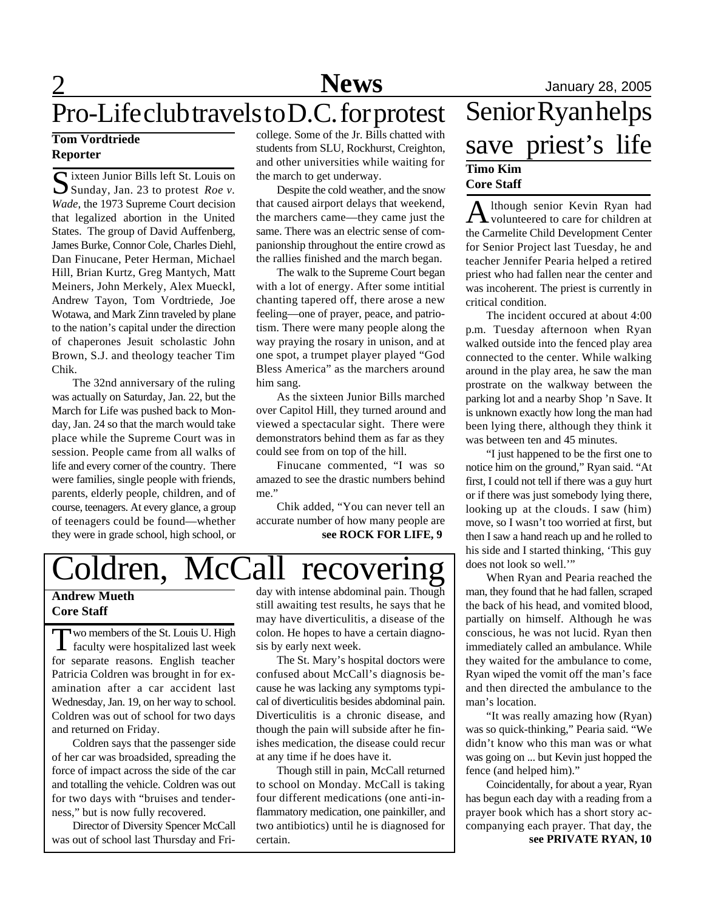# Pro-Life club travels to D.C. for protest

**Tom Vordtriede**
**Reporter**

Sixteen Junior Bills left St. Louis on Sunday, Jan. 23 to protest *Roe v. Wade*, the 1973 Supreme Court decision that legalized abortion in the United States. The group of David Auffenberg, James Burke, Connor Cole, Charles Diehl, Dan Finucane, Peter Herman, Michael Hill, Brian Kurtz, Greg Mantych, Matt Meiners, John Merkely, Alex Mueckl, Andrew Tayon, Tom Vordtriede, Joe Wotawa, and Mark Zinn traveled by plane to the nation's capital under the direction of chaperones Jesuit scholastic John Brown, S.J. and theology teacher Tim Chik.

The 32nd anniversary of the ruling was actually on Saturday, Jan. 22, but the March for Life was pushed back to Monday, Jan. 24 so that the march would take place while the Supreme Court was in session. People came from all walks of life and every corner of the country. There were families, single people with friends, parents, elderly people, children, and of course, teenagers. At every glance, a group of teenagers could be found—whether they were in grade school, high school, or college. Some of the Jr. Bills chatted with students from SLU, Rockhurst, Creighton, and other universities while waiting for the march to get underway.

Despite the cold weather, and the snow that caused airport delays that weekend, the marchers came—they came just the same. There was an electric sense of companionship throughout the entire crowd as the rallies finished and the march began.

The walk to the Supreme Court began with a lot of energy. After some intitial chanting tapered off, there arose a new feeling—one of prayer, peace, and patriotism. There were many people along the way praying the rosary in unison, and at one spot, a trumpet player played "God Bless America" as the marchers around him sang.

As the sixteen Junior Bills marched over Capitol Hill, they turned around and viewed a spectacular sight. There were demonstrators behind them as far as they could see from on top of the hill.

Finucane commented, "I was so amazed to see the drastic numbers behind me."

Chik added, "You can never tell an accurate number of how many people are

**see ROCK FOR LIFE, 9**

# Senior Ryan helps save priest's life

**Timo Kim**
**Core Staff**

Although senior Kevin Ryan had volunteered to care for children at the Carmelite Child Development Center for Senior Project last Tuesday, he and teacher Jennifer Pearia helped a retired priest who had fallen near the center and was incoherent. The priest is currently in critical condition.

The incident occured at about 4:00 p.m. Tuesday afternoon when Ryan walked outside into the fenced play area connected to the center. While walking around in the play area, he saw the man prostrate on the walkway between the parking lot and a nearby Shop 'n Save. It is unknown exactly how long the man had been lying there, although they think it was between ten and 45 minutes.

"I just happened to be the first one to notice him on the ground," Ryan said. "At first, I could not tell if there was a guy hurt or if there was just somebody lying there, looking up at the clouds. I saw (him) move, so I wasn't too worried at first, but then I saw a hand reach up and he rolled to his side and I started thinking, 'This guy does not look so well.'"

When Ryan and Pearia reached the man, they found that he had fallen, scraped the back of his head, and vomited blood, partially on himself. Although he was conscious, he was not lucid. Ryan then immediately called an ambulance. While they waited for the ambulance to come, Ryan wiped the vomit off the man's face and then directed the ambulance to the man's location.

"It was really amazing how (Ryan) was so quick-thinking," Pearia said. "We didn't know who this man was or what was going on ... but Kevin just hopped the fence (and helped him)."

Coincidentally, for about a year, Ryan has begun each day with a reading from a prayer book which has a short story accompanying each prayer. That day, the

**see PRIVATE RYAN, 10**

# Coldren, McCall recovering

**Andrew Mueth**
**Core Staff**

Two members of the St. Louis U. High faculty were hospitalized last week for separate reasons. English teacher Patricia Coldren was brought in for examination after a car accident last Wednesday, Jan. 19, on her way to school. Coldren was out of school for two days and returned on Friday.

Coldren says that the passenger side of her car was broadsided, spreading the force of impact across the side of the car and totalling the vehicle. Coldren was out for two days with "bruises and tenderness," but is now fully recovered.

Director of Diversity Spencer McCall was out of school last Thursday and Friday with intense abdominal pain. Though still awaiting test results, he says that he may have diverticulitis, a disease of the colon. He hopes to have a certain diagnosis by early next week.

The St. Mary's hospital doctors were confused about McCall's diagnosis because he was lacking any symptoms typical of diverticulitis besides abdominal pain. Diverticulitis is a chronic disease, and though the pain will subside after he finishes medication, the disease could recur at any time if he does have it.

Though still in pain, McCall returned to school on Monday. McCall is taking four different medications (one anti-inflammatory medication, one painkiller, and two antibiotics) until he is diagnosed for certain.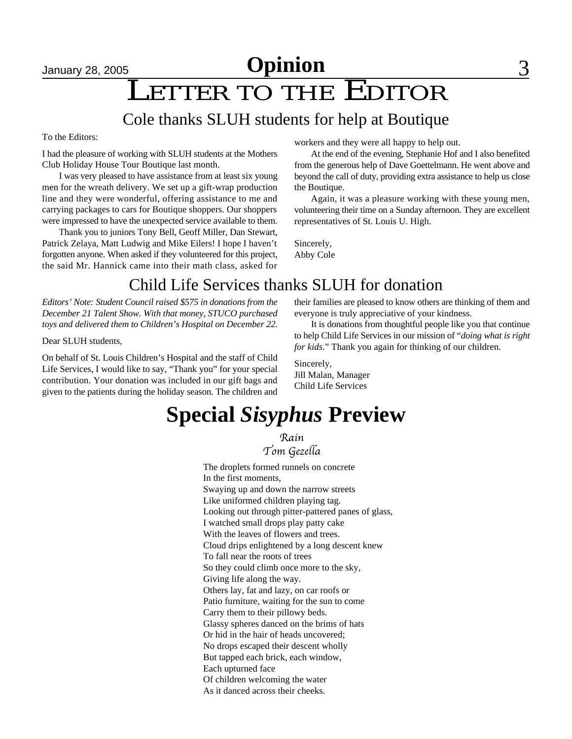# Opinion

# LETTER TO THE EDITOR

## Cole thanks SLUH students for help at Boutique

To the Editors:

I had the pleasure of working with SLUH students at the Mothers Club Holiday House Tour Boutique last month.

I was very pleased to have assistance from at least six young men for the wreath delivery. We set up a gift-wrap production line and they were wonderful, offering assistance to me and carrying packages to cars for Boutique shoppers. Our shoppers were impressed to have the unexpected service available to them.

Thank you to juniors Tony Bell, Geoff Miller, Dan Stewart, Patrick Zelaya, Matt Ludwig and Mike Eilers! I hope I haven't forgotten anyone. When asked if they volunteered for this project, the said Mr. Hannick came into their math class, asked for workers and they were all happy to help out.

At the end of the evening, Stephanie Hof and I also benefited from the generous help of Dave Goettelmann. He went above and beyond the call of duty, providing extra assistance to help us close the Boutique.

Again, it was a pleasure working with these young men, volunteering their time on a Sunday afternoon. They are excellent representatives of St. Louis U. High.

Sincerely,
Abby Cole

## Child Life Services thanks SLUH for donation

*Editors' Note: Student Council raised $575 in donations from the December 21 Talent Show. With that money, STUCO purchased toys and delivered them to Children's Hospital on December 22.*

Dear SLUH students,

On behalf of St. Louis Children's Hospital and the staff of Child Life Services, I would like to say, "Thank you" for your special contribution. Your donation was included in our gift bags and given to the patients during the holiday season. The children and their families are pleased to know others are thinking of them and everyone is truly appreciative of your kindness.

It is donations from thoughtful people like you that continue to help Child Life Services in our mission of "*doing what is right for kids*." Thank you again for thinking of our children.

Sincerely,
Jill Malan, Manager
Child Life Services

# Special *Sisyphus* Preview

*Rain*
*Tom Gezella*

The droplets formed runnels on concrete
In the first moments,
Swaying up and down the narrow streets
Like uniformed children playing tag.
Looking out through pitter-pattered panes of glass,
I watched small drops play patty cake
With the leaves of flowers and trees.
Cloud drips enlightened by a long descent knew
To fall near the roots of trees
So they could climb once more to the sky,
Giving life along the way.
Others lay, fat and lazy, on car roofs or
Patio furniture, waiting for the sun to come
Carry them to their pillowy beds.
Glassy spheres danced on the brims of hats
Or hid in the hair of heads uncovered;
No drops escaped their descent wholly
But tapped each brick, each window,
Each upturned face
Of children welcoming the water
As it danced across their cheeks.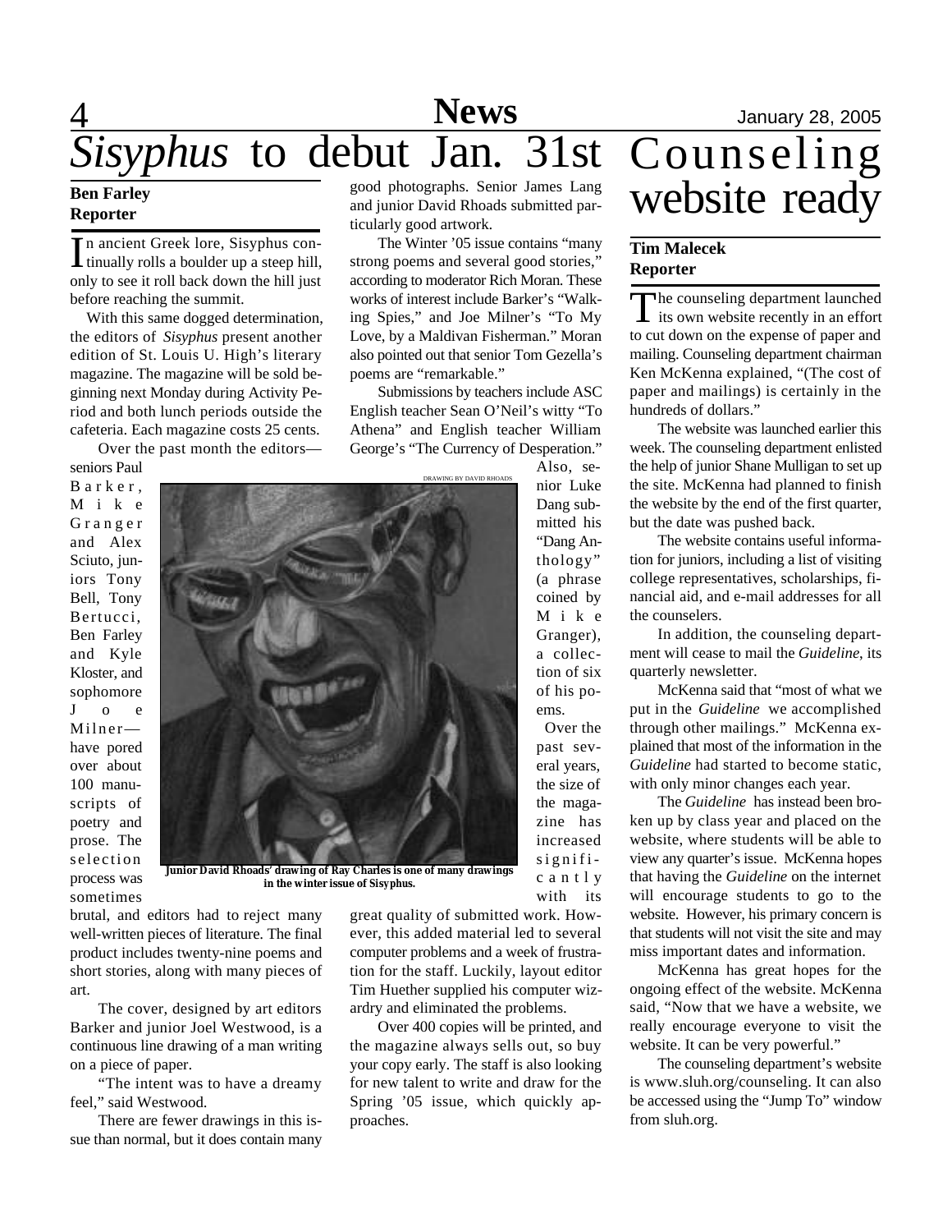# *Sisyphus* to debut Jan. 31st

**Ben Farley**
**Reporter**

In ancient Greek lore, Sisyphus continually rolls a boulder up a steep hill, only to see it roll back down the hill just before reaching the summit.

With this same dogged determination, the editors of *Sisyphus* present another edition of St. Louis U. High's literary magazine. The magazine will be sold beginning next Monday during Activity Period and both lunch periods outside the cafeteria. Each magazine costs 25 cents.

Over the past month the editors—seniors Paul Barker, Mike Granger and Alex Sciuto, juniors Tony Bell, Tony Bertucci, Ben Farley and Kyle Kloster, and sophomore Joe Milner—have pored over about 100 manuscripts of poetry and prose. The selection process was sometimes brutal, and editors had to reject many well-written pieces of literature. The final product includes twenty-nine poems and short stories, along with many pieces of art.

The cover, designed by art editors Barker and junior Joel Westwood, is a continuous line drawing of a man writing on a piece of paper.

"The intent was to have a dreamy feel," said Westwood.

There are fewer drawings in this issue than normal, but it does contain many good photographs. Senior James Lang and junior David Rhoads submitted particularly good artwork.

The Winter '05 issue contains "many strong poems and several good stories," according to moderator Rich Moran. These works of interest include Barker's "Walking Spies," and Joe Milner's "To My Love, by a Maldivan Fisherman." Moran also pointed out that senior Tom Gezella's poems are "remarkable."

Submissions by teachers include ASC English teacher Sean O'Neil's witty "To Athena" and English teacher William George's "The Currency of Desperation." Also, senior Luke Dang submitted his "Dang Anthology" (a phrase coined by Mike Granger), a collection of six of his poems.

DRAWING BY DAVID RHOADS

**Junior David Rhoads' drawing of Ray Charles is one of many drawings in the winter issue of Sisyphus.**

Over the past several years, the size of the magazine has increased significantly with its great quality of submitted work. However, this added material led to several computer problems and a week of frustration for the staff. Luckily, layout editor Tim Huether supplied his computer wizardry and eliminated the problems.

Over 400 copies will be printed, and the magazine always sells out, so buy your copy early. The staff is also looking for new talent to write and draw for the Spring '05 issue, which quickly approaches.

# Counseling website ready

**Tim Malecek**
**Reporter**

The counseling department launched its own website recently in an effort to cut down on the expense of paper and mailing. Counseling department chairman Ken McKenna explained, "(The cost of paper and mailings) is certainly in the hundreds of dollars."

The website was launched earlier this week. The counseling department enlisted the help of junior Shane Mulligan to set up the site. McKenna had planned to finish the website by the end of the first quarter, but the date was pushed back.

The website contains useful information for juniors, including a list of visiting college representatives, scholarships, financial aid, and e-mail addresses for all the counselers.

In addition, the counseling department will cease to mail the *Guideline*, its quarterly newsletter.

McKenna said that "most of what we put in the *Guideline* we accomplished through other mailings." McKenna explained that most of the information in the *Guideline* had started to become static, with only minor changes each year.

The *Guideline* has instead been broken up by class year and placed on the website, where students will be able to view any quarter's issue. McKenna hopes that having the *Guideline* on the internet will encourage students to go to the website. However, his primary concern is that students will not visit the site and may miss important dates and information.

McKenna has great hopes for the ongoing effect of the website. McKenna said, "Now that we have a website, we really encourage everyone to visit the website. It can be very powerful."

The counseling department's website is www.sluh.org/counseling. It can also be accessed using the "Jump To" window from sluh.org.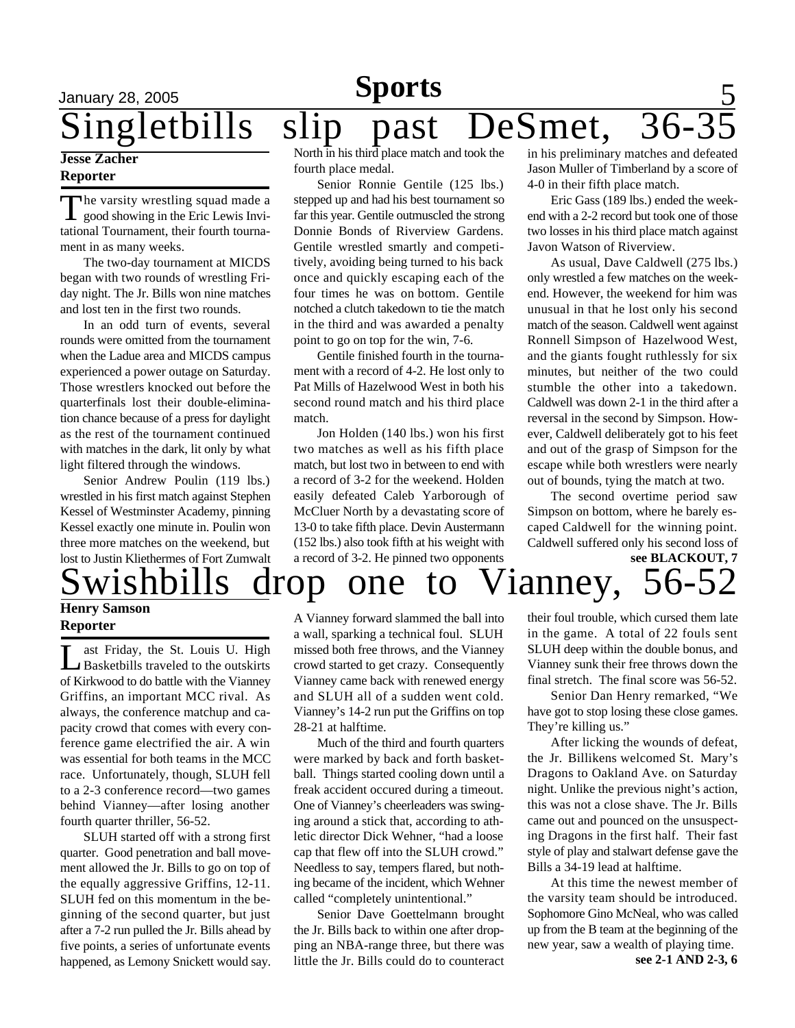# Singletbills slip past DeSmet, 36-35

**Jesse Zacher**
**Reporter**

The varsity wrestling squad made a good showing in the Eric Lewis Invitational Tournament, their fourth tournament in as many weeks.

The two-day tournament at MICDS began with two rounds of wrestling Friday night. The Jr. Bills won nine matches and lost ten in the first two rounds.

In an odd turn of events, several rounds were omitted from the tournament when the Ladue area and MICDS campus experienced a power outage on Saturday. Those wrestlers knocked out before the quarterfinals lost their double-elimination chance because of a press for daylight as the rest of the tournament continued with matches in the dark, lit only by what light filtered through the windows.

Senior Andrew Poulin (119 lbs.) wrestled in his first match against Stephen Kessel of Westminster Academy, pinning Kessel exactly one minute in. Poulin won three more matches on the weekend, but lost to Justin Kliethermes of Fort Zumwalt North in his third place match and took the fourth place medal.

Senior Ronnie Gentile (125 lbs.) stepped up and had his best tournament so far this year. Gentile outmuscled the strong Donnie Bonds of Riverview Gardens. Gentile wrestled smartly and competitively, avoiding being turned to his back once and quickly escaping each of the four times he was on bottom. Gentile notched a clutch takedown to tie the match in the third and was awarded a penalty point to go on top for the win, 7-6.

Gentile finished fourth in the tournament with a record of 4-2. He lost only to Pat Mills of Hazelwood West in both his second round match and his third place match.

Jon Holden (140 lbs.) won his first two matches as well as his fifth place match, but lost two in between to end with a record of 3-2 for the weekend. Holden easily defeated Caleb Yarborough of McCluer North by a devastating score of 13-0 to take fifth place. Devin Austermann (152 lbs.) also took fifth at his weight with a record of 3-2. He pinned two opponents in his preliminary matches and defeated Jason Muller of Timberland by a score of 4-0 in their fifth place match.

Eric Gass (189 lbs.) ended the weekend with a 2-2 record but took one of those two losses in his third place match against Javon Watson of Riverview.

As usual, Dave Caldwell (275 lbs.) only wrestled a few matches on the weekend. However, the weekend for him was unusual in that he lost only his second match of the season. Caldwell went against Ronnell Simpson of Hazelwood West, and the giants fought ruthlessly for six minutes, but neither of the two could stumble the other into a takedown. Caldwell was down 2-1 in the third after a reversal in the second by Simpson. However, Caldwell deliberately got to his feet and out of the grasp of Simpson for the escape while both wrestlers were nearly out of bounds, tying the match at two.

The second overtime period saw Simpson on bottom, where he barely escaped Caldwell for the winning point. Caldwell suffered only his second loss of

**see BLACKOUT, 7**

# Swishbills drop one to Vianney, 56-52

**Henry Samson**
**Reporter**

Last Friday, the St. Louis U. High Basketbills traveled to the outskirts of Kirkwood to do battle with the Vianney Griffins, an important MCC rival. As always, the conference matchup and capacity crowd that comes with every conference game electrified the air. A win was essential for both teams in the MCC race. Unfortunately, though, SLUH fell to a 2-3 conference record—two games behind Vianney—after losing another fourth quarter thriller, 56-52.

SLUH started off with a strong first quarter. Good penetration and ball movement allowed the Jr. Bills to go on top of the equally aggressive Griffins, 12-11. SLUH fed on this momentum in the beginning of the second quarter, but just after a 7-2 run pulled the Jr. Bills ahead by five points, a series of unfortunate events happened, as Lemony Snickett would say. A Vianney forward slammed the ball into a wall, sparking a technical foul. SLUH missed both free throws, and the Vianney crowd started to get crazy. Consequently Vianney came back with renewed energy and SLUH all of a sudden went cold. Vianney's 14-2 run put the Griffins on top 28-21 at halftime.

Much of the third and fourth quarters were marked by back and forth basketball. Things started cooling down until a freak accident occured during a timeout. One of Vianney's cheerleaders was swinging around a stick that, according to athletic director Dick Wehner, "had a loose cap that flew off into the SLUH crowd." Needless to say, tempers flared, but nothing became of the incident, which Wehner called "completely unintentional."

Senior Dave Goettelmann brought the Jr. Bills back to within one after dropping an NBA-range three, but there was little the Jr. Bills could do to counteract their foul trouble, which cursed them late in the game. A total of 22 fouls sent SLUH deep within the double bonus, and Vianney sunk their free throws down the final stretch. The final score was 56-52.

Senior Dan Henry remarked, "We have got to stop losing these close games. They're killing us."

After licking the wounds of defeat, the Jr. Billikens welcomed St. Mary's Dragons to Oakland Ave. on Saturday night. Unlike the previous night's action, this was not a close shave. The Jr. Bills came out and pounced on the unsuspecting Dragons in the first half. Their fast style of play and stalwart defense gave the Bills a 34-19 lead at halftime.

At this time the newest member of the varsity team should be introduced. Sophomore Gino McNeal, who was called up from the B team at the beginning of the new year, saw a wealth of playing time.

**see 2-1 AND 2-3, 6**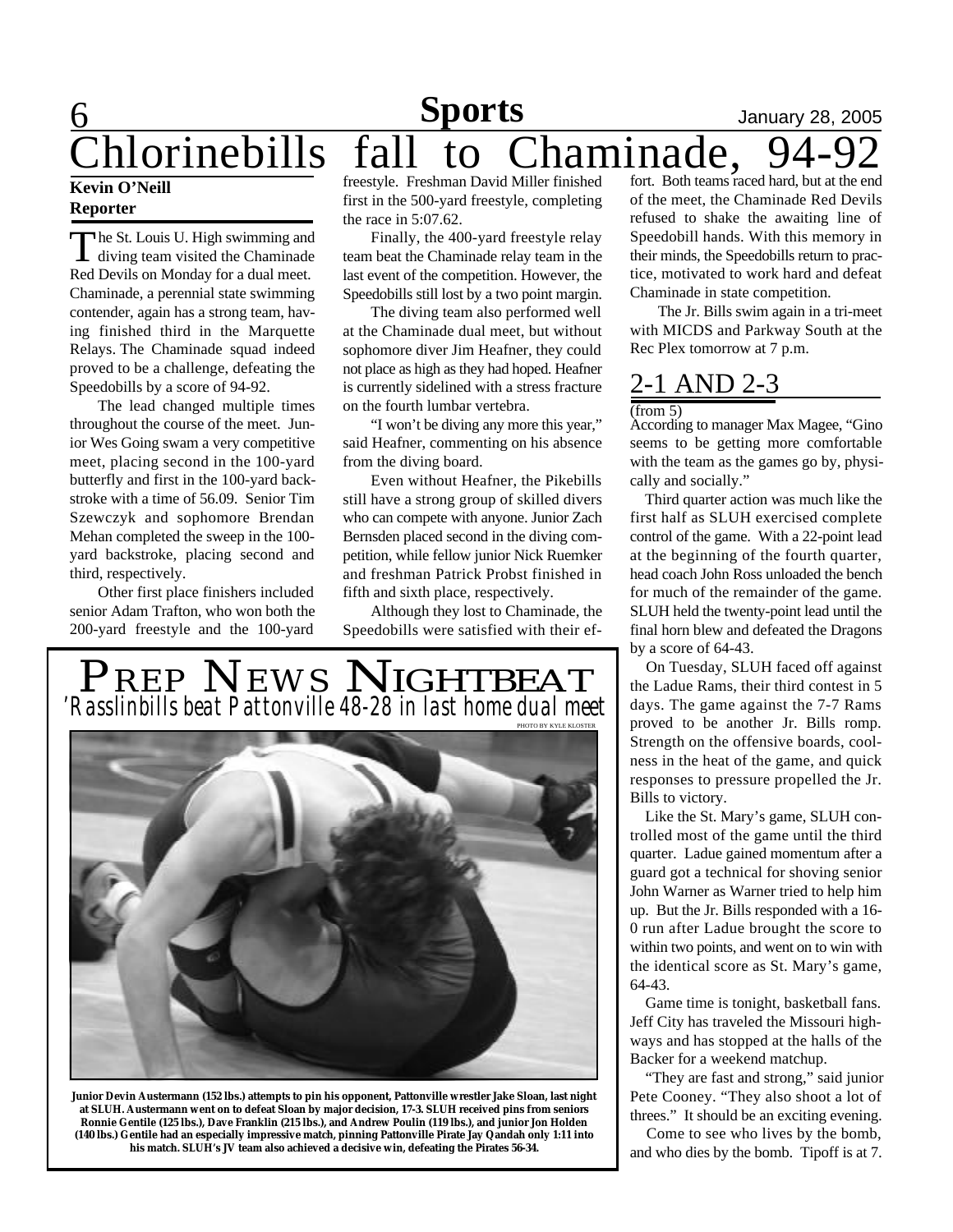# Chlorinebills fall to Chaminade, 94-92

**Kevin O'Neill**
**Reporter**

The St. Louis U. High swimming and diving team visited the Chaminade Red Devils on Monday for a dual meet. Chaminade, a perennial state swimming contender, again has a strong team, having finished third in the Marquette Relays. The Chaminade squad indeed proved to be a challenge, defeating the Speedobills by a score of 94-92.

The lead changed multiple times throughout the course of the meet. Junior Wes Going swam a very competitive meet, placing second in the 100-yard butterfly and first in the 100-yard backstroke with a time of 56.09. Senior Tim Szewczyk and sophomore Brendan Mehan completed the sweep in the 100-yard backstroke, placing second and third, respectively.

Other first place finishers included senior Adam Trafton, who won both the 200-yard freestyle and the 100-yard freestyle. Freshman David Miller finished first in the 500-yard freestyle, completing the race in 5:07.62.

Finally, the 400-yard freestyle relay team beat the Chaminade relay team in the last event of the competition. However, the Speedobills still lost by a two point margin.

The diving team also performed well at the Chaminade dual meet, but without sophomore diver Jim Heafner, they could not place as high as they had hoped. Heafner is currently sidelined with a stress fracture on the fourth lumbar vertebra.

"I won't be diving any more this year," said Heafner, commenting on his absence from the diving board.

Even without Heafner, the Pikebills still have a strong group of skilled divers who can compete with anyone. Junior Zach Bernsden placed second in the diving competition, while fellow junior Nick Ruemker and freshman Patrick Probst finished in fifth and sixth place, respectively.

Although they lost to Chaminade, the Speedobills were satisfied with their effort. Both teams raced hard, but at the end of the meet, the Chaminade Red Devils refused to shake the awaiting line of Speedobill hands. With this memory in their minds, the Speedobills return to practice, motivated to work hard and defeat Chaminade in state competition.

The Jr. Bills swim again in a tri-meet with MICDS and Parkway South at the Rec Plex tomorrow at 7 p.m.

## Prep News Nightbeat

### 'Rasslinbills beat Pattonville 48-28 in last home dual meet

PHOTO BY KYLE KLOSTER

**Junior Devin Austermann (152 lbs.) attempts to pin his opponent, Pattonville wrestler Jake Sloan, last night at SLUH. Austermann went on to defeat Sloan by major decision, 17-3. SLUH received pins from seniors Ronnie Gentile (125 lbs.), Dave Franklin (215 lbs.), and Andrew Poulin (119 lbs.), and junior Jon Holden (140 lbs.) Gentile had an especially impressive match, pinning Pattonville Pirate Jay Qandah only 1:11 into his match. SLUH's JV team also achieved a decisive win, defeating the Pirates 56-34.**

## 2-1 AND 2-3

(from 5)

According to manager Max Magee, "Gino seems to be getting more comfortable with the team as the games go by, physically and socially."

Third quarter action was much like the first half as SLUH exercised complete control of the game. With a 22-point lead at the beginning of the fourth quarter, head coach John Ross unloaded the bench for much of the remainder of the game. SLUH held the twenty-point lead until the final horn blew and defeated the Dragons by a score of 64-43.

On Tuesday, SLUH faced off against the Ladue Rams, their third contest in 5 days. The game against the 7-7 Rams proved to be another Jr. Bills romp. Strength on the offensive boards, coolness in the heat of the game, and quick responses to pressure propelled the Jr. Bills to victory.

Like the St. Mary's game, SLUH controlled most of the game until the third quarter. Ladue gained momentum after a guard got a technical for shoving senior John Warner as Warner tried to help him up. But the Jr. Bills responded with a 16-0 run after Ladue brought the score to within two points, and went on to win with the identical score as St. Mary's game, 64-43.

Game time is tonight, basketball fans. Jeff City has traveled the Missouri highways and has stopped at the halls of the Backer for a weekend matchup.

"They are fast and strong," said junior Pete Cooney. "They also shoot a lot of threes." It should be an exciting evening.

Come to see who lives by the bomb, and who dies by the bomb. Tipoff is at 7.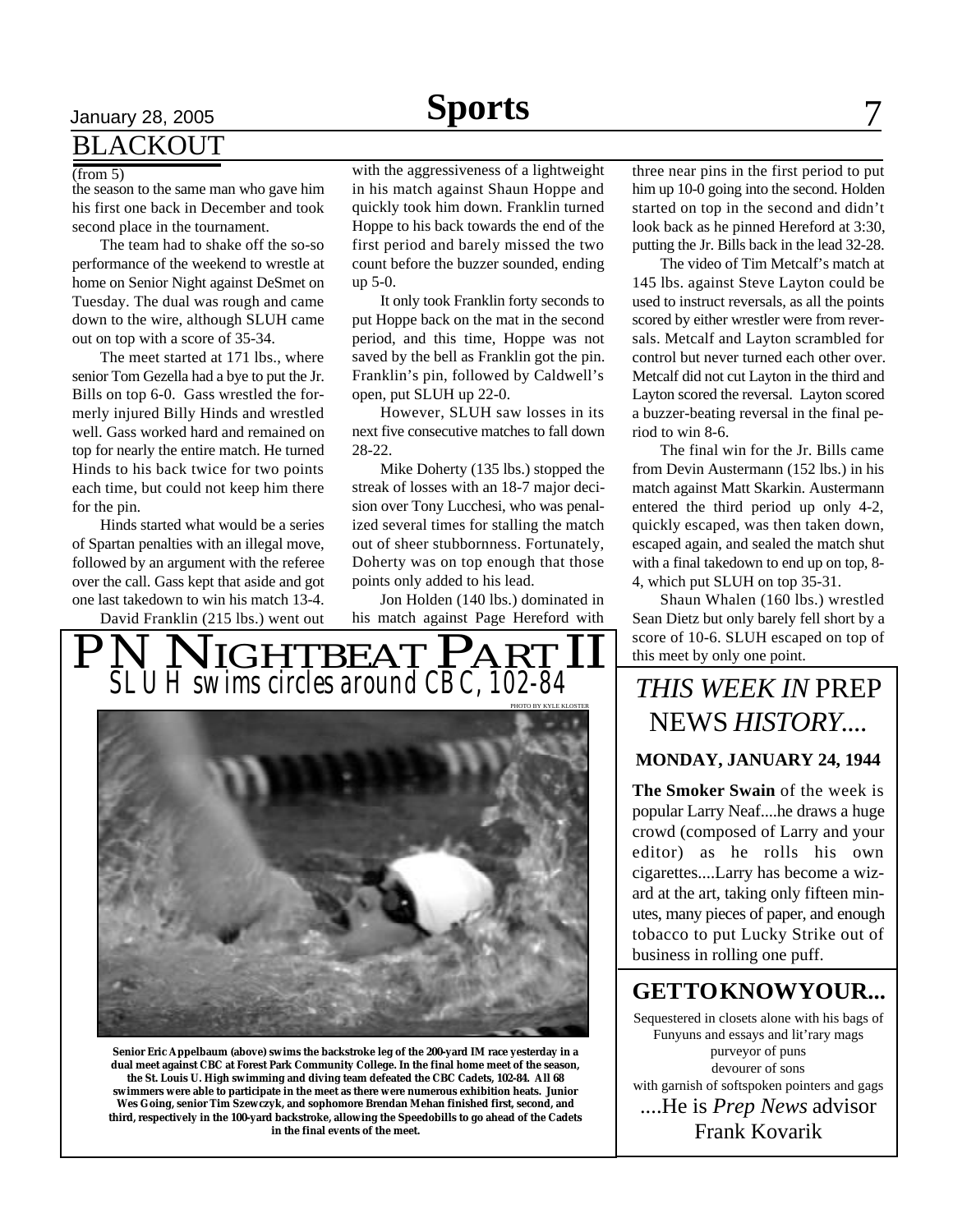## BLACKOUT

(from 5)

the season to the same man who gave him his first one back in December and took second place in the tournament.

The team had to shake off the so-so performance of the weekend to wrestle at home on Senior Night against DeSmet on Tuesday. The dual was rough and came down to the wire, although SLUH came out on top with a score of 35-34.

The meet started at 171 lbs., where senior Tom Gezella had a bye to put the Jr. Bills on top 6-0. Gass wrestled the formerly injured Billy Hinds and wrestled well. Gass worked hard and remained on top for nearly the entire match. He turned Hinds to his back twice for two points each time, but could not keep him there for the pin.

Hinds started what would be a series of Spartan penalties with an illegal move, followed by an argument with the referee over the call. Gass kept that aside and got one last takedown to win his match 13-4.

David Franklin (215 lbs.) went out with the aggressiveness of a lightweight in his match against Shaun Hoppe and quickly took him down. Franklin turned Hoppe to his back towards the end of the first period and barely missed the two count before the buzzer sounded, ending up 5-0.

It only took Franklin forty seconds to put Hoppe back on the mat in the second period, and this time, Hoppe was not saved by the bell as Franklin got the pin. Franklin's pin, followed by Caldwell's open, put SLUH up 22-0.

However, SLUH saw losses in its next five consecutive matches to fall down 28-22.

Mike Doherty (135 lbs.) stopped the streak of losses with an 18-7 major decision over Tony Lucchesi, who was penalized several times for stalling the match out of sheer stubbornness. Fortunately, Doherty was on top enough that those points only added to his lead.

Jon Holden (140 lbs.) dominated in his match against Page Hereford with three near pins in the first period to put him up 10-0 going into the second. Holden started on top in the second and didn't look back as he pinned Hereford at 3:30, putting the Jr. Bills back in the lead 32-28.

The video of Tim Metcalf's match at 145 lbs. against Steve Layton could be used to instruct reversals, as all the points scored by either wrestler were from reversals. Metcalf and Layton scrambled for control but never turned each other over. Metcalf did not cut Layton in the third and Layton scored the reversal. Layton scored a buzzer-beating reversal in the final period to win 8-6.

The final win for the Jr. Bills came from Devin Austermann (152 lbs.) in his match against Matt Skarkin. Austermann entered the third period up only 4-2, quickly escaped, was then taken down, escaped again, and sealed the match shut with a final takedown to end up on top, 8-4, which put SLUH on top 35-31.

Shaun Whalen (160 lbs.) wrestled Sean Dietz but only barely fell short by a score of 10-6. SLUH escaped on top of this meet by only one point.

# PN NIGHTBEAT PART II

## SLUH swims circles around CBC, 102-84

PHOTO BY KYLE KLOSTER

**Senior Eric Appelbaum (above) swims the backstroke leg of the 200-yard IM race yesterday in a dual meet against CBC at Forest Park Community College. In the final home meet of the season, the St. Louis U. High swimming and diving team defeated the CBC Cadets, 102-84. All 68 swimmers were able to participate in the meet as there were numerous exhibition heats. Junior Wes Going, senior Tim Szewczyk, and sophomore Brendan Mehan finished first, second, and third, respectively in the 100-yard backstroke, allowing the Speedobills to go ahead of the Cadets in the final events of the meet.**

## *THIS WEEK IN* PREP NEWS *HISTORY....*

**MONDAY, JANUARY 24, 1944**

**The Smoker Swain** of the week is popular Larry Neaf....he draws a huge crowd (composed of Larry and your editor) as he rolls his own cigarettes....Larry has become a wizard at the art, taking only fifteen minutes, many pieces of paper, and enough tobacco to put Lucky Strike out of business in rolling one puff.

## GETTOKNOWYOUR...

Sequestered in closets alone with his bags of Funyuns and essays and lit'rary mags
purveyor of puns
devourer of sons
with garnish of softspoken pointers and gags

....He is *Prep News* advisor Frank Kovarik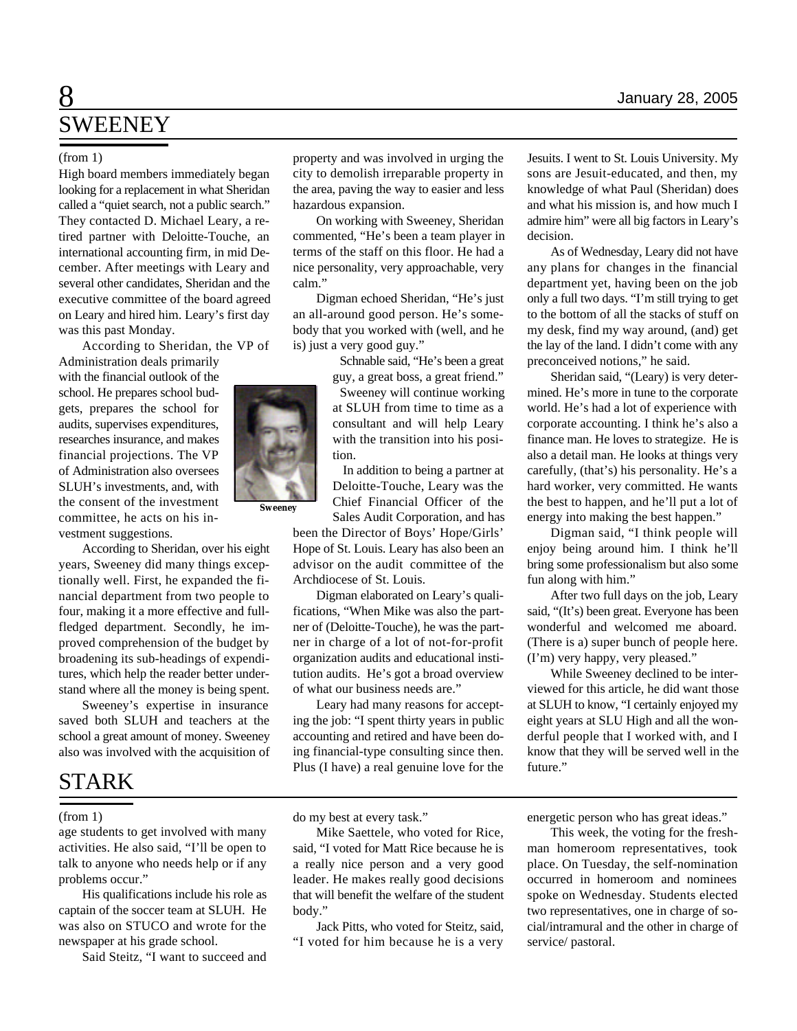# SWEENEY

(from 1)

High board members immediately began looking for a replacement in what Sheridan called a "quiet search, not a public search." They contacted D. Michael Leary, a retired partner with Deloitte-Touche, an international accounting firm, in mid December. After meetings with Leary and several other candidates, Sheridan and the executive committee of the board agreed on Leary and hired him. Leary's first day was this past Monday.

According to Sheridan, the VP of Administration deals primarily with the financial outlook of the school. He prepares school budgets, prepares the school for audits, supervises expenditures, researches insurance, and makes financial projections. The VP of Administration also oversees SLUH's investments, and, with the consent of the investment committee, he acts on his investment suggestions.

Sweeney

According to Sheridan, over his eight years, Sweeney did many things exceptionally well. First, he expanded the financial department from two people to four, making it a more effective and full-fledged department. Secondly, he improved comprehension of the budget by broadening its sub-headings of expenditures, which help the reader better understand where all the money is being spent.

Sweeney's expertise in insurance saved both SLUH and teachers at the school a great amount of money. Sweeney also was involved with the acquisition of property and was involved in urging the city to demolish irreparable property in the area, paving the way to easier and less hazardous expansion.

On working with Sweeney, Sheridan commented, "He's been a team player in terms of the staff on this floor. He had a nice personality, very approachable, very calm."

Digman echoed Sheridan, "He's just an all-around good person. He's somebody that you worked with (well, and he is) just a very good guy."

Schnable said, "He's been a great guy, a great boss, a great friend."

Sweeney will continue working at SLUH from time to time as a consultant and will help Leary with the transition into his position.

In addition to being a partner at Deloitte-Touche, Leary was the Chief Financial Officer of the Sales Audit Corporation, and has been the Director of Boys' Hope/Girls' Hope of St. Louis. Leary has also been an advisor on the audit committee of the Archdiocese of St. Louis.

Digman elaborated on Leary's qualifications, "When Mike was also the partner of (Deloitte-Touche), he was the partner in charge of a lot of not-for-profit organization audits and educational institution audits. He's got a broad overview of what our business needs are."

Leary had many reasons for accepting the job: "I spent thirty years in public accounting and retired and have been doing financial-type consulting since then. Plus (I have) a real genuine love for the Jesuits. I went to St. Louis University. My sons are Jesuit-educated, and then, my knowledge of what Paul (Sheridan) does and what his mission is, and how much I admire him" were all big factors in Leary's decision.

As of Wednesday, Leary did not have any plans for changes in the financial department yet, having been on the job only a full two days. "I'm still trying to get to the bottom of all the stacks of stuff on my desk, find my way around, (and) get the lay of the land. I didn't come with any preconceived notions," he said.

Sheridan said, "(Leary) is very determined. He's more in tune to the corporate world. He's had a lot of experience with corporate accounting. I think he's also a finance man. He loves to strategize. He is also a detail man. He looks at things very carefully, (that's) his personality. He's a hard worker, very committed. He wants the best to happen, and he'll put a lot of energy into making the best happen."

Digman said, "I think people will enjoy being around him. I think he'll bring some professionalism but also some fun along with him."

After two full days on the job, Leary said, "(It's) been great. Everyone has been wonderful and welcomed me aboard. (There is a) super bunch of people here. (I'm) very happy, very pleased."

While Sweeney declined to be interviewed for this article, he did want those at SLUH to know, "I certainly enjoyed my eight years at SLU High and all the wonderful people that I worked with, and I know that they will be served well in the future."

# STARK

(from 1)

age students to get involved with many activities. He also said, "I'll be open to talk to anyone who needs help or if any problems occur."

His qualifications include his role as captain of the soccer team at SLUH. He was also on STUCO and wrote for the newspaper at his grade school.

Said Steitz, "I want to succeed and do my best at every task."

Mike Saettele, who voted for Rice, said, "I voted for Matt Rice because he is a really nice person and a very good leader. He makes really good decisions that will benefit the welfare of the student body."

Jack Pitts, who voted for Steitz, said, "I voted for him because he is a very energetic person who has great ideas."

This week, the voting for the freshman homeroom representatives, took place. On Tuesday, the self-nomination occurred in homeroom and nominees spoke on Wednesday. Students elected two representatives, one in charge of social/intramural and the other in charge of service/ pastoral.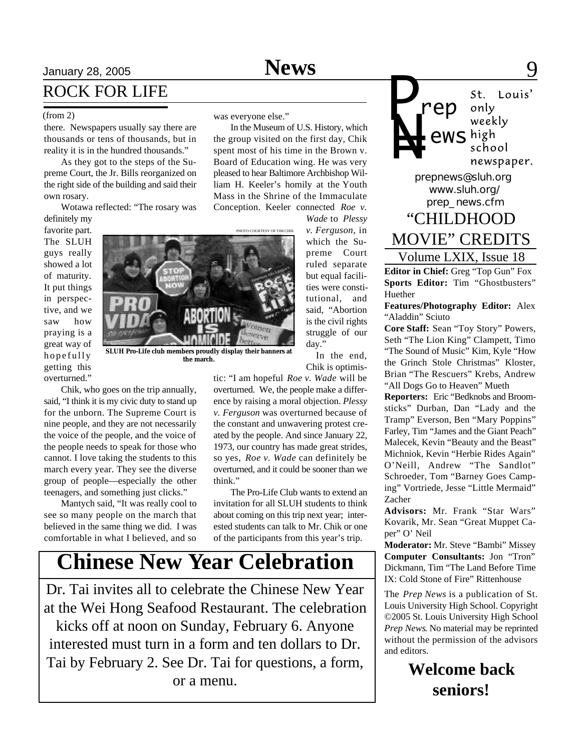## ROCK FOR LIFE

(from 2)

there. Newspapers usually say there are thousands or tens of thousands, but in reality it is in the hundred thousands."

As they got to the steps of the Supreme Court, the Jr. Bills reorganized on the right side of the building and said their own rosary.

Wotawa reflected: "The rosary was definitely my favorite part. The SLUH guys really showed a lot of maturity. It put things in perspective, and we saw how praying is a great way of hopefully getting this overturned."

Chik, who goes on the trip annually, said, "I think it is my civic duty to stand up for the unborn. The Supreme Court is nine people, and they are not necessarily the voice of the people, and the voice of the people needs to speak for those who cannot. I love taking the students to this march every year. They see the diverse group of people—especially the other teenagers, and something just clicks."

Mantych said, "It was really cool to see so many people on the march that believed in the same thing we did. I was comfortable in what I believed, and so was everyone else."

In the Museum of U.S. History, which the group visited on the first day, Chik spent most of his time in the Brown v. Board of Education wing. He was very pleased to hear Baltimore Archbishop William H. Keeler's homily at the Youth Mass in the Shrine of the Immaculate Conception. Keeler connected *Roe v. Wade* to *Plessy v. Ferguson*, in which the Supreme Court ruled separate but equal facilities were constitutional, and said, "Abortion is the civil rights struggle of our day."

PHOTO COURTESY OF TIM CHIK

**SLUH Pro-Life club members proudly display their banners at the march.**

In the end, Chik is optimistic: "I am hopeful *Roe v. Wade* will be overturned. We, the people make a difference by raising a moral objection. *Plessy v. Ferguson* was overturned because of the constant and unwavering protest created by the people. And since January 22, 1973, our country has made great strides, so yes, *Roe v. Wade* can definitely be overturned, and it could be sooner than we think."

The Pro-Life Club wants to extend an invitation for all SLUH students to think about coming on this trip next year; interested students can talk to Mr. Chik or one of the participants from this year's trip.

# Chinese New Year Celebration

Dr. Tai invites all to celebrate the Chinese New Year at the Wei Hong Seafood Restaurant. The celebration kicks off at noon on Sunday, February 6. Anyone interested must turn in a form and ten dollars to Dr. Tai by February 2. See Dr. Tai for questions, a form, or a menu.

---

**Prep News** — St. Louis' only weekly high school newspaper.

prepnews@sluh.org
www.sluh.org/prep_news.cfm

## "CHILDHOOD MOVIE" CREDITS

Volume LXIX, Issue 18

**Editor in Chief:** Greg "Top Gun" Fox

**Sports Editor:** Tim "Ghostbusters" Huether

**Features/Photography Editor:** Alex "Aladdin" Sciuto

**Core Staff:** Sean "Toy Story" Powers, Seth "The Lion King" Clampett, Timo "The Sound of Music" Kim, Kyle "How the Grinch Stole Christmas" Kloster, Brian "The Rescuers" Krebs, Andrew "All Dogs Go to Heaven" Mueth

**Reporters:** Eric "Bedknobs and Broomsticks" Durban, Dan "Lady and the Tramp" Everson, Ben "Mary Poppins" Farley, Tim "James and the Giant Peach" Malecek, Kevin "Beauty and the Beast" Michniok, Kevin "Herbie Rides Again" O'Neill, Andrew "The Sandlot" Schroeder, Tom "Barney Goes Camping" Vortriede, Jesse "Little Mermaid" Zacher

**Advisors:** Mr. Frank "Star Wars" Kovarik, Mr. Sean "Great Muppet Caper" O' Neil

**Moderator:** Mr. Steve "Bambi" Missey

**Computer Consultants:** Jon "Tron" Dickmann, Tim "The Land Before Time IX: Cold Stone of Fire" Rittenhouse

The *Prep News* is a publication of St. Louis University High School. Copyright ©2005 St. Louis University High School *Prep News*. No material may be reprinted without the permission of the advisors and editors.

**Welcome back seniors!**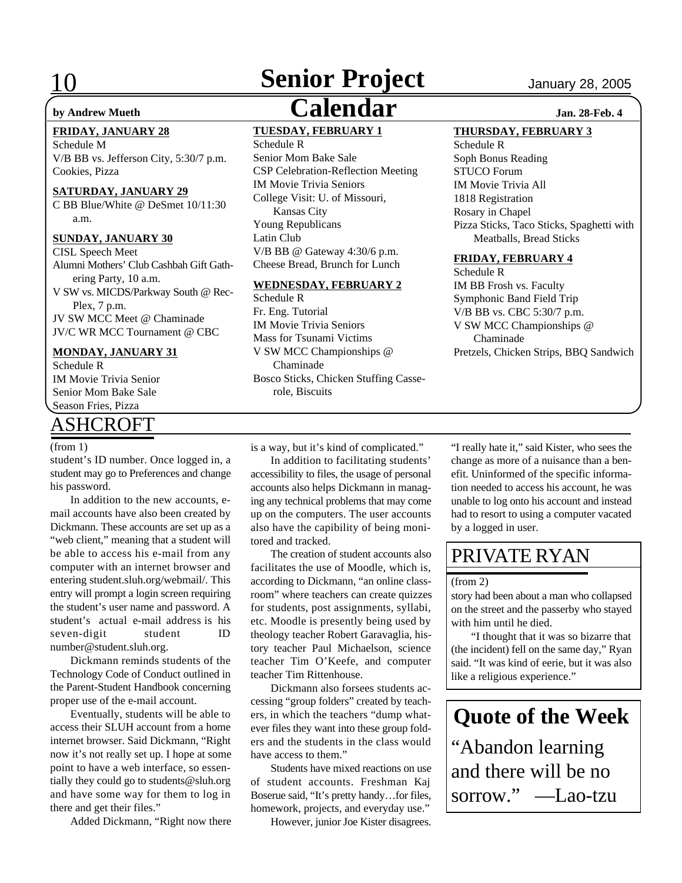# Senior Project Calendar

**by Andrew Mueth** **Jan. 28-Feb. 4**

**FRIDAY, JANUARY 28**
Schedule M
V/B BB vs. Jefferson City, 5:30/7 p.m.
Cookies, Pizza

**SATURDAY, JANUARY 29**
C BB Blue/White @ DeSmet 10/11:30 a.m.

**SUNDAY, JANUARY 30**
CISL Speech Meet
Alumni Mothers' Club Cashbah Gift Gathering Party, 10 a.m.
V SW vs. MICDS/Parkway South @ Rec-Plex, 7 p.m.
JV SW MCC Meet @ Chaminade
JV/C WR MCC Tournament @ CBC

**MONDAY, JANUARY 31**
Schedule R
IM Movie Trivia Senior
Senior Mom Bake Sale
Season Fries, Pizza

**TUESDAY, FEBRUARY 1**
Schedule R
Senior Mom Bake Sale
CSP Celebration-Reflection Meeting
IM Movie Trivia Seniors
College Visit: U. of Missouri, Kansas City
Young Republicans
Latin Club
V/B BB @ Gateway 4:30/6 p.m.
Cheese Bread, Brunch for Lunch

**WEDNESDAY, FEBRUARY 2**
Schedule R
Fr. Eng. Tutorial
IM Movie Trivia Seniors
Mass for Tsunami Victims
V SW MCC Championships @ Chaminade
Bosco Sticks, Chicken Stuffing Casserole, Biscuits

**THURSDAY, FEBRUARY 3**
Schedule R
Soph Bonus Reading
STUCO Forum
IM Movie Trivia All
1818 Registration
Rosary in Chapel
Pizza Sticks, Taco Sticks, Spaghetti with Meatballs, Bread Sticks

**FRIDAY, FEBRUARY 4**
Schedule R
IM BB Frosh vs. Faculty
Symphonic Band Field Trip
V/B BB vs. CBC 5:30/7 p.m.
V SW MCC Championships @ Chaminade
Pretzels, Chicken Strips, BBQ Sandwich

## ASHCROFT

(from 1)

student's ID number. Once logged in, a student may go to Preferences and change his password.

In addition to the new accounts, e-mail accounts have also been created by Dickmann. These accounts are set up as a "web client," meaning that a student will be able to access his e-mail from any computer with an internet browser and entering student.sluh.org/webmail/. This entry will prompt a login screen requiring the student's user name and password. A student's actual e-mail address is his seven-digit student ID number@student.sluh.org.

Dickmann reminds students of the Technology Code of Conduct outlined in the Parent-Student Handbook concerning proper use of the e-mail account.

Eventually, students will be able to access their SLUH account from a home internet browser. Said Dickmann, "Right now it's not really set up. I hope at some point to have a web interface, so essentially they could go to students@sluh.org and have some way for them to log in there and get their files."

Added Dickmann, "Right now there is a way, but it's kind of complicated."

In addition to facilitating students' accessibility to files, the usage of personal accounts also helps Dickmann in managing any technical problems that may come up on the computers. The user accounts also have the capibility of being monitored and tracked.

The creation of student accounts also facilitates the use of Moodle, which is, according to Dickmann, "an online classroom" where teachers can create quizzes for students, post assignments, syllabi, etc. Moodle is presently being used by theology teacher Robert Garavaglia, history teacher Paul Michaelson, science teacher Tim O'Keefe, and computer teacher Tim Rittenhouse.

Dickmann also forsees students accessing "group folders" created by teachers, in which the teachers "dump whatever files they want into these group folders and the students in the class would have access to them."

Students have mixed reactions on use of student accounts. Freshman Kaj Boserue said, "It's pretty handy…for files, homework, projects, and everyday use."

However, junior Joe Kister disagrees. "I really hate it," said Kister, who sees the change as more of a nuisance than a benefit. Uninformed of the specific information needed to access his account, he was unable to log onto his account and instead had to resort to using a computer vacated by a logged in user.

## PRIVATE RYAN

(from 2)

story had been about a man who collapsed on the street and the passerby who stayed with him until he died.

"I thought that it was so bizarre that (the incident) fell on the same day," Ryan said. "It was kind of eerie, but it was also like a religious experience."

## Quote of the Week

"Abandon learning and there will be no sorrow." —Lao-tzu